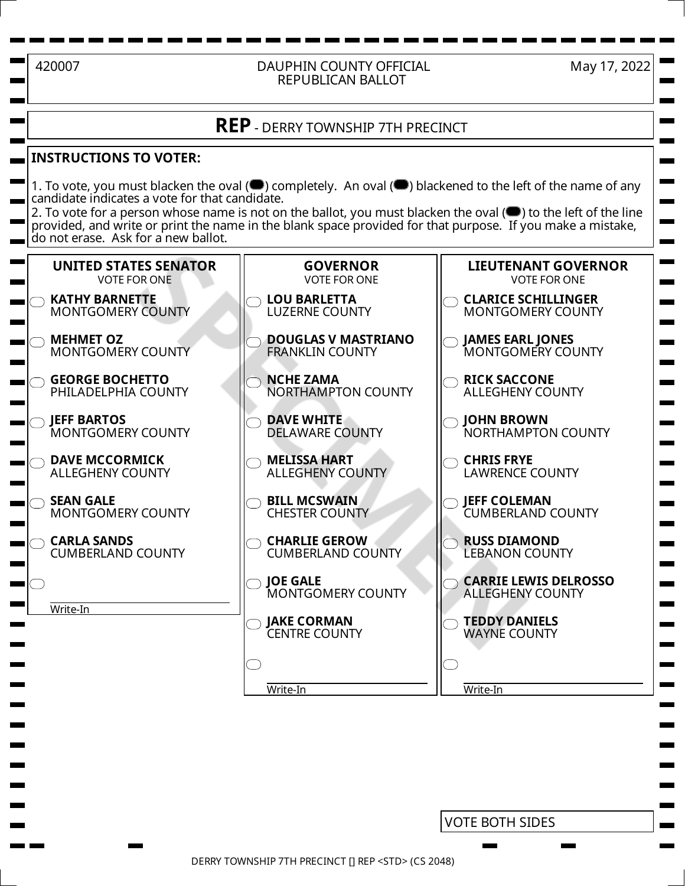420007

DAUPHIN COUNTY OFFICIAL
REPUBLICAN BALLOT

May 17, 2022

# REP - DERRY TOWNSHIP 7TH PRECINCT

**INSTRUCTIONS TO VOTER:**

1. To vote, you must blacken the oval (⬬) completely. An oval (⬬) blackened to the left of the name of any candidate indicates a vote for that candidate.
2. To vote for a person whose name is not on the ballot, you must blacken the oval (⬬) to the left of the line provided, and write or print the name in the blank space provided for that purpose. If you make a mistake, do not erase. Ask for a new ballot.

## UNITED STATES SENATOR
VOTE FOR ONE

- **KATHY BARNETTE** MONTGOMERY COUNTY
- **MEHMET OZ** MONTGOMERY COUNTY
- **GEORGE BOCHETTO** PHILADELPHIA COUNTY
- **JEFF BARTOS** MONTGOMERY COUNTY
- **DAVE MCCORMICK** ALLEGHENY COUNTY
- **SEAN GALE** MONTGOMERY COUNTY
- **CARLA SANDS** CUMBERLAND COUNTY
- Write-In

## GOVERNOR
VOTE FOR ONE

- **LOU BARLETTA** LUZERNE COUNTY
- **DOUGLAS V MASTRIANO** FRANKLIN COUNTY
- **NCHE ZAMA** NORTHAMPTON COUNTY
- **DAVE WHITE** DELAWARE COUNTY
- **MELISSA HART** ALLEGHENY COUNTY
- **BILL MCSWAIN** CHESTER COUNTY
- **CHARLIE GEROW** CUMBERLAND COUNTY
- **JOE GALE** MONTGOMERY COUNTY
- **JAKE CORMAN** CENTRE COUNTY
- Write-In

## LIEUTENANT GOVERNOR
VOTE FOR ONE

- **CLARICE SCHILLINGER** MONTGOMERY COUNTY
- **JAMES EARL JONES** MONTGOMERY COUNTY
- **RICK SACCONE** ALLEGHENY COUNTY
- **JOHN BROWN** NORTHAMPTON COUNTY
- **CHRIS FRYE** LAWRENCE COUNTY
- **JEFF COLEMAN** CUMBERLAND COUNTY
- **RUSS DIAMOND** LEBANON COUNTY
- **CARRIE LEWIS DELROSSO** ALLEGHENY COUNTY
- **TEDDY DANIELS** WAYNE COUNTY
- Write-In

VOTE BOTH SIDES

DERRY TOWNSHIP 7TH PRECINCT [] REP <STD> (CS 2048)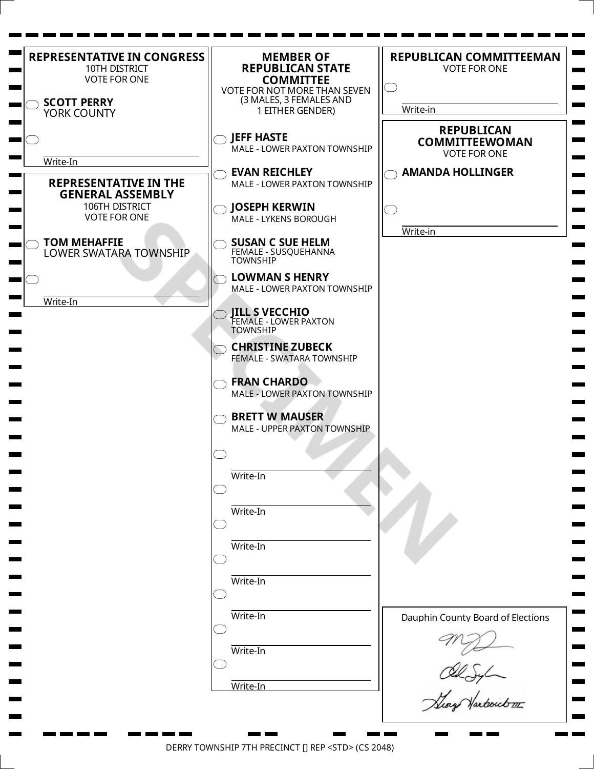## REPRESENTATIVE IN CONGRESS

10TH DISTRICT
VOTE FOR ONE

- SCOTT PERRY
  YORK COUNTY
- Write-In

## REPRESENTATIVE IN THE GENERAL ASSEMBLY

106TH DISTRICT
VOTE FOR ONE

- TOM MEHAFFIE
  LOWER SWATARA TOWNSHIP
- Write-In

## MEMBER OF REPUBLICAN STATE COMMITTEE

VOTE FOR NOT MORE THAN SEVEN
(3 MALES, 3 FEMALES AND
1 EITHER GENDER)

- JEFF HASTE
  MALE - LOWER PAXTON TOWNSHIP
- EVAN REICHLEY
  MALE - LOWER PAXTON TOWNSHIP
- JOSEPH KERWIN
  MALE - LYKENS BOROUGH
- SUSAN C SUE HELM
  FEMALE - SUSQUEHANNA TOWNSHIP
- LOWMAN S HENRY
  MALE - LOWER PAXTON TOWNSHIP
- JILL S VECCHIO
  FEMALE - LOWER PAXTON TOWNSHIP
- CHRISTINE ZUBECK
  FEMALE - SWATARA TOWNSHIP
- FRAN CHARDO
  MALE - LOWER PAXTON TOWNSHIP
- BRETT W MAUSER
  MALE - UPPER PAXTON TOWNSHIP
- Write-In
- Write-In
- Write-In
- Write-In
- Write-In
- Write-In
- Write-In

## REPUBLICAN COMMITTEEMAN

VOTE FOR ONE

- Write-in

## REPUBLICAN COMMITTEEWOMAN

VOTE FOR ONE

- AMANDA HOLLINGER
- Write-in

Dauphin County Board of Elections

DERRY TOWNSHIP 7TH PRECINCT [] REP <STD> (CS 2048)